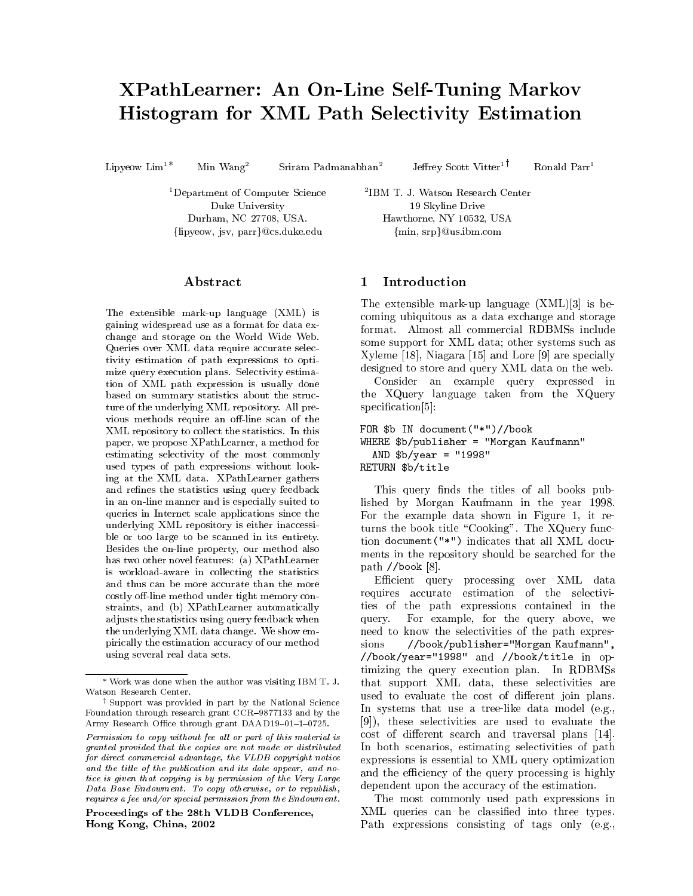# XPathLearner: An On-Line Self-Tuning Markov Histogram for XML Path Selectivity Estimation

Lipyeow Lim[1]* Min Wang[2] Sriram Padmanabhan[2] Jeffrey Scott Vitter[1]† Ronald Parr[1]

[1]Department of Computer Science
Duke University
Durham, NC 27708, USA.
{lipyeow, jsv, parr}@cs.duke.edu

[2]IBM T. J. Watson Research Center
19 Skyline Drive
Hawthorne, NY 10532, USA
{min, srp}@us.ibm.com

## Abstract

The extensible mark-up language (XML) is gaining widespread use as a format for data exchange and storage on the World Wide Web. Queries over XML data require accurate selectivity estimation of path expressions to optimize query execution plans. Selectivity estimation of XML path expression is usually done based on summary statistics about the structure of the underlying XML repository. All previous methods require an off-line scan of the XML repository to collect the statistics. In this paper, we propose XPathLearner, a method for estimating selectivity of the most commonly used types of path expressions without looking at the XML data. XPathLearner gathers and refines the statistics using query feedback in an on-line manner and is especially suited to queries in Internet scale applications since the underlying XML repository is either inaccessible or too large to be scanned in its entirety. Besides the on-line property, our method also has two other novel features: (a) XPathLearner is workload-aware in collecting the statistics and thus can be more accurate than the more costly off-line method under tight memory constraints, and (b) XPathLearner automatically adjusts the statistics using query feedback when the underlying XML data change. We show empirically the estimation accuracy of our method using several real data sets.

* Work was done when the author was visiting IBM T. J. Watson Research Center.

† Support was provided in part by the National Science Foundation through research grant CCR–9877133 and by the Army Research Office through grant DAAD19–01–1–0725.

*Permission to copy without fee all or part of this material is granted provided that the copies are not made or distributed for direct commercial advantage, the VLDB copyright notice and the title of the publication and its date appear, and notice is given that copying is by permission of the Very Large Data Base Endowment. To copy otherwise, or to republish, requires a fee and/or special permission from the Endowment.*

**Proceedings of the 28th VLDB Conference, Hong Kong, China, 2002**

## 1 Introduction

The extensible mark-up language (XML)[3] is becoming ubiquitous as a data exchange and storage format. Almost all commercial RDBMSs include some support for XML data; other systems such as Xyleme [18], Niagara [15] and Lore [9] are specially designed to store and query XML data on the web.

Consider an example query expressed in the XQuery language taken from the XQuery specification[5]:

```
FOR $b IN document("*")//book
WHERE $b/publisher = "Morgan Kaufmann"
  AND $b/year = "1998"
RETURN $b/title
```

This query finds the titles of all books published by Morgan Kaufmann in the year 1998. For the example data shown in Figure 1, it returns the book title "Cooking". The XQuery function `document("*")` indicates that all XML documents in the repository should be searched for the path `//book` [8].

Efficient query processing over XML data requires accurate estimation of the selectivities of the path expressions contained in the query. For example, for the query above, we need to know the selectivities of the path expressions `//book/publisher="Morgan Kaufmann"`, `//book/year="1998"` and `//book/title` in optimizing the query execution plan. In RDBMSs that support XML data, these selectivities are used to evaluate the cost of different join plans. In systems that use a tree-like data model (e.g., [9]), these selectivities are used to evaluate the cost of different search and traversal plans [14]. In both scenarios, estimating selectivities of path expressions is essential to XML query optimization and the efficiency of the query processing is highly dependent upon the accuracy of the estimation.

The most commonly used path expressions in XML queries can be classified into three types. Path expressions consisting of tags only (e.g.,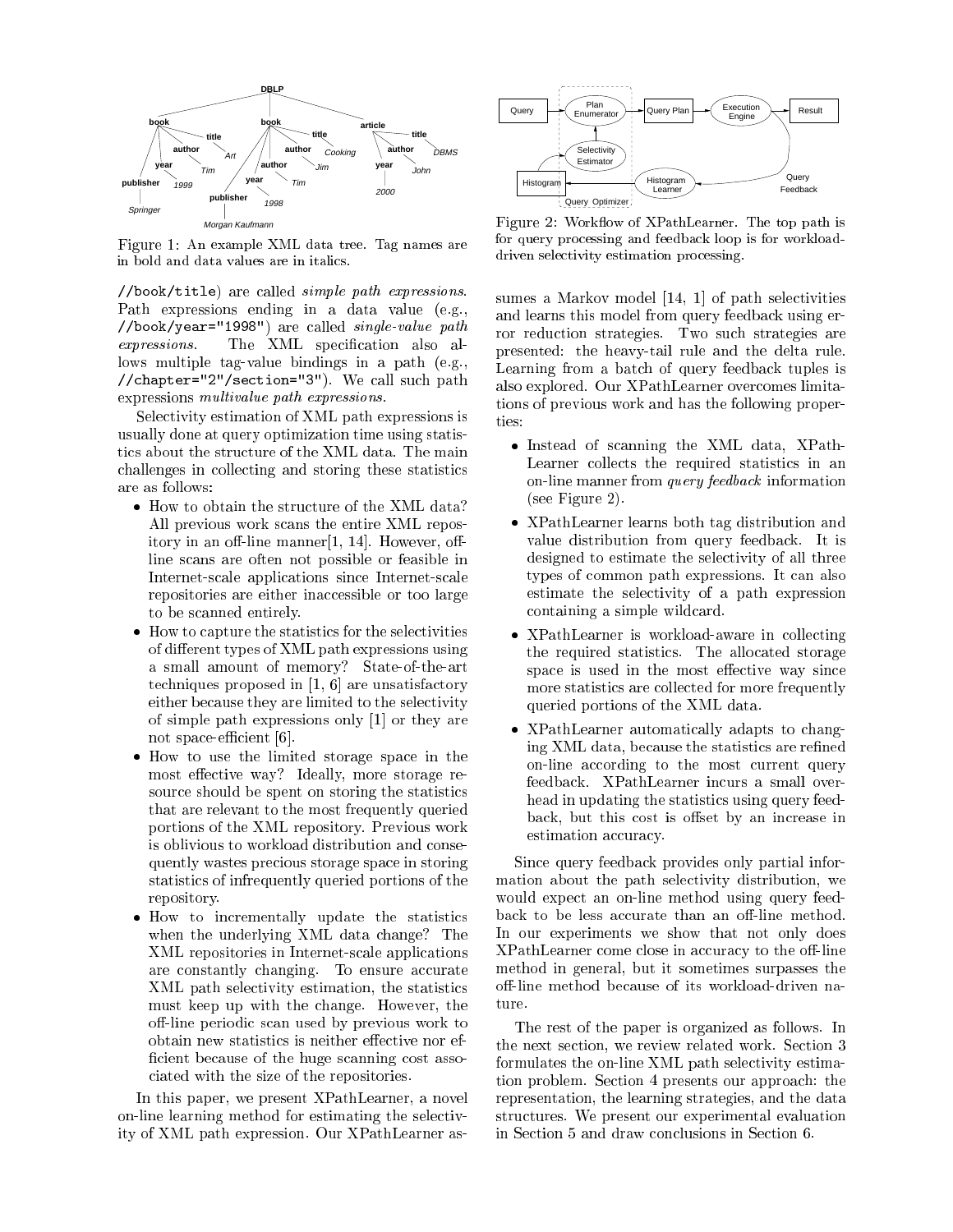Figure 1: An example XML data tree. Tag names are in bold and data values are in italics.

Figure 2: Workflow of XPathLearner. The top path is for query processing and feedback loop is for workload-driven selectivity estimation processing.

`//book/title`) are called *simple path expressions*. Path expressions ending in a data value (e.g., `//book/year="1998"`) are called *single-value path expressions*. The XML specification also allows multiple tag-value bindings in a path (e.g., `//chapter="2"/section="3"`). We call such path expressions *multivalue path expressions*.

Selectivity estimation of XML path expressions is usually done at query optimization time using statistics about the structure of the XML data. The main challenges in collecting and storing these statistics are as follows:

- How to obtain the structure of the XML data? All previous work scans the entire XML repository in an off-line manner[1, 14]. However, off-line scans are often not possible or feasible in Internet-scale applications since Internet-scale repositories are either inaccessible or too large to be scanned entirely.
- How to capture the statistics for the selectivities of different types of XML path expressions using a small amount of memory? State-of-the-art techniques proposed in [1, 6] are unsatisfactory either because they are limited to the selectivity of simple path expressions only [1] or they are not space-efficient [6].
- How to use the limited storage space in the most effective way? Ideally, more storage resource should be spent on storing the statistics that are relevant to the most frequently queried portions of the XML repository. Previous work is oblivious to workload distribution and consequently wastes precious storage space in storing statistics of infrequently queried portions of the repository.
- How to incrementally update the statistics when the underlying XML data change? The XML repositories in Internet-scale applications are constantly changing. To ensure accurate XML path selectivity estimation, the statistics must keep up with the change. However, the off-line periodic scan used by previous work to obtain new statistics is neither effective nor efficient because of the huge scanning cost associated with the size of the repositories.

In this paper, we present XPathLearner, a novel on-line learning method for estimating the selectivity of XML path expression. Our XPathLearner assumes a Markov model [14, 1] of path selectivities and learns this model from query feedback using error reduction strategies. Two such strategies are presented: the heavy-tail rule and the delta rule. Learning from a batch of query feedback tuples is also explored. Our XPathLearner overcomes limitations of previous work and has the following properties:

- Instead of scanning the XML data, XPathLearner collects the required statistics in an on-line manner from *query feedback* information (see Figure 2).
- XPathLearner learns both tag distribution and value distribution from query feedback. It is designed to estimate the selectivity of all three types of common path expressions. It can also estimate the selectivity of a path expression containing a simple wildcard.
- XPathLearner is workload-aware in collecting the required statistics. The allocated storage space is used in the most effective way since more statistics are collected for more frequently queried portions of the XML data.
- XPathLearner automatically adapts to changing XML data, because the statistics are refined on-line according to the most current query feedback. XPathLearner incurs a small overhead in updating the statistics using query feedback, but this cost is offset by an increase in estimation accuracy.

Since query feedback provides only partial information about the path selectivity distribution, we would expect an on-line method using query feedback to be less accurate than an off-line method. In our experiments we show that not only does XPathLearner come close in accuracy to the off-line method in general, but it sometimes surpasses the off-line method because of its workload-driven nature.

The rest of the paper is organized as follows. In the next section, we review related work. Section 3 formulates the on-line XML path selectivity estimation problem. Section 4 presents our approach: the representation, the learning strategies, and the data structures. We present our experimental evaluation in Section 5 and draw conclusions in Section 6.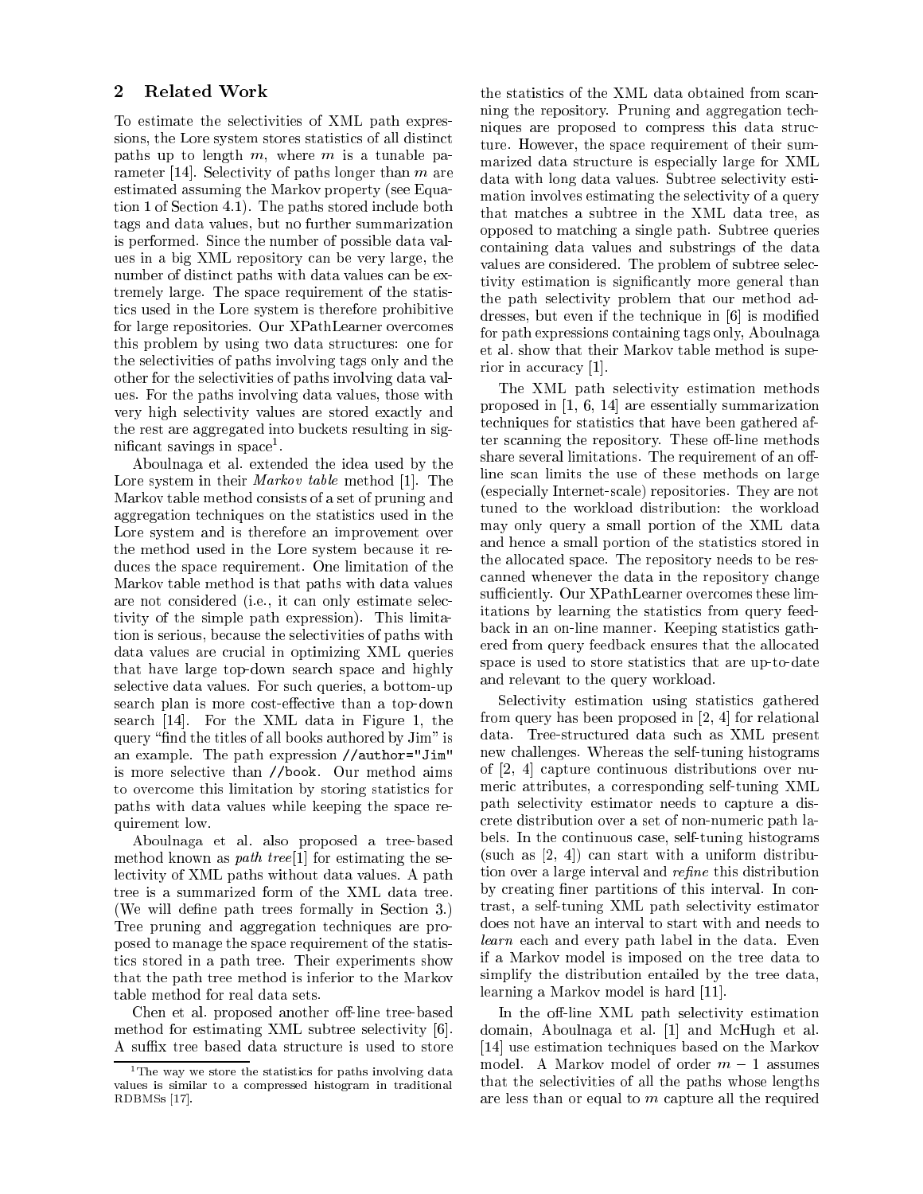## 2 Related Work

To estimate the selectivities of XML path expressions, the Lore system stores statistics of all distinct paths up to length $m$, where $m$ is a tunable parameter [14]. Selectivity of paths longer than $m$ are estimated assuming the Markov property (see Equation 1 of Section 4.1). The paths stored include both tags and data values, but no further summarization is performed. Since the number of possible data values in a big XML repository can be very large, the number of distinct paths with data values can be extremely large. The space requirement of the statistics used in the Lore system is therefore prohibitive for large repositories. Our XPathLearner overcomes this problem by using two data structures: one for the selectivities of paths involving tags only and the other for the selectivities of paths involving data values. For the paths involving data values, those with very high selectivity values are stored exactly and the rest are aggregated into buckets resulting in significant savings in space[1].

Aboulnaga et al. extended the idea used by the Lore system in their *Markov table* method [1]. The Markov table method consists of a set of pruning and aggregation techniques on the statistics used in the Lore system and is therefore an improvement over the method used in the Lore system because it reduces the space requirement. One limitation of the Markov table method is that paths with data values are not considered (i.e., it can only estimate selectivity of the simple path expression). This limitation is serious, because the selectivities of paths with data values are crucial in optimizing XML queries that have large top-down search space and highly selective data values. For such queries, a bottom-up search plan is more cost-effective than a top-down search [14]. For the XML data in Figure 1, the query "find the titles of all books authored by Jim" is an example. The path expression `//author="Jim"` is more selective than `//book`. Our method aims to overcome this limitation by storing statistics for paths with data values while keeping the space requirement low.

Aboulnaga et al. also proposed a tree-based method known as *path tree*[1] for estimating the selectivity of XML paths without data values. A path tree is a summarized form of the XML data tree. (We will define path trees formally in Section 3.) Tree pruning and aggregation techniques are proposed to manage the space requirement of the statistics stored in a path tree. Their experiments show that the path tree method is inferior to the Markov table method for real data sets.

Chen et al. proposed another off-line tree-based method for estimating XML subtree selectivity [6]. A suffix tree based data structure is used to store the statistics of the XML data obtained from scanning the repository. Pruning and aggregation techniques are proposed to compress this data structure. However, the space requirement of their summarized data structure is especially large for XML data with long data values. Subtree selectivity estimation involves estimating the selectivity of a query that matches a subtree in the XML data tree, as opposed to matching a single path. Subtree queries containing data values and substrings of the data values are considered. The problem of subtree selectivity estimation is significantly more general than the path selectivity problem that our method addresses, but even if the technique in [6] is modified for path expressions containing tags only, Aboulnaga et al. show that their Markov table method is superior in accuracy [1].

The XML path selectivity estimation methods proposed in [1, 6, 14] are essentially summarization techniques for statistics that have been gathered after scanning the repository. These off-line methods share several limitations. The requirement of an off-line scan limits the use of these methods on large (especially Internet-scale) repositories. They are not tuned to the workload distribution: the workload may only query a small portion of the XML data and hence a small portion of the statistics stored in the allocated space. The repository needs to be rescanned whenever the data in the repository change sufficiently. Our XPathLearner overcomes these limitations by learning the statistics from query feedback in an on-line manner. Keeping statistics gathered from query feedback ensures that the allocated space is used to store statistics that are up-to-date and relevant to the query workload.

Selectivity estimation using statistics gathered from query has been proposed in [2, 4] for relational data. Tree-structured data such as XML present new challenges. Whereas the self-tuning histograms of [2, 4] capture continuous distributions over numeric attributes, a corresponding self-tuning XML path selectivity estimator needs to capture a discrete distribution over a set of non-numeric path labels. In the continuous case, self-tuning histograms (such as [2, 4]) can start with a uniform distribution over a large interval and *refine* this distribution by creating finer partitions of this interval. In contrast, a self-tuning XML path selectivity estimator does not have an interval to start with and needs to *learn* each and every path label in the data. Even if a Markov model is imposed on the tree data to simplify the distribution entailed by the tree data, learning a Markov model is hard [11].

In the off-line XML path selectivity estimation domain, Aboulnaga et al. [1] and McHugh et al. [14] use estimation techniques based on the Markov model. A Markov model of order $m-1$ assumes that the selectivities of all the paths whose lengths are less than or equal to $m$ capture all the required

[1]The way we store the statistics for paths involving data values is similar to a compressed histogram in traditional RDBMSs [17].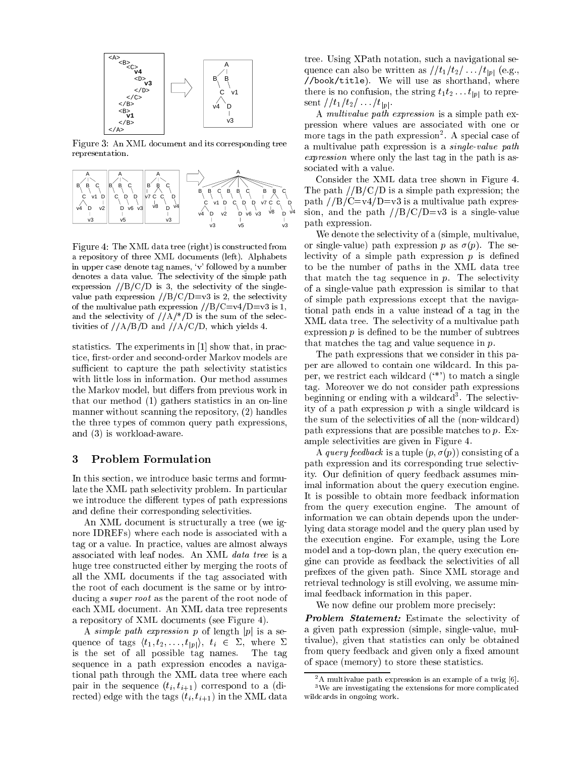Figure 3: An XML document and its corresponding tree representation.

Figure 4: The XML data tree (right) is constructed from a repository of three XML documents (left). Alphabets in upper case denote tag names, 'v' followed by a number denotes a data value. The selectivity of the simple path expression //B/C/D is 3, the selectivity of the single-value path expression //B/C/D=v3 is 2, the selectivity of the multivalue path expression //B/C=v4/D=v3 is 1, and the selectivity of //A/*/D is the sum of the selectivities of //A/B/D and //A/C/D, which yields 4.

statistics. The experiments in [1] show that, in practice, first-order and second-order Markov models are sufficient to capture the path selectivity statistics with little loss in information. Our method assumes the Markov model, but differs from previous work in that our method (1) gathers statistics in an on-line manner without scanning the repository, (2) handles the three types of common query path expressions, and (3) is workload-aware.

## 3 Problem Formulation

In this section, we introduce basic terms and formulate the XML path selectivity problem. In particular we introduce the different types of path expressions and define their corresponding selectivities.

An XML document is structurally a tree (we ignore IDREFs) where each node is associated with a tag or a value. In practice, values are almost always associated with leaf nodes. An XML *data tree* is a huge tree constructed either by merging the roots of all the XML documents if the tag associated with the root of each document is the same or by introducing a *super root* as the parent of the root node of each XML document. An XML data tree represents a repository of XML documents (see Figure 4).

A *simple path expression* $p$ of length $|p|$ is a sequence of tags $\langle t_1, t_2, \ldots, t_{|p|}\rangle$, $t_i \in \Sigma$, where $\Sigma$ is the set of all possible tag names. The tag sequence in a path expression encodes a navigational path through the XML data tree where each pair in the sequence $(t_i, t_{i+1})$ correspond to a (directed) edge with the tags $(t_i, t_{i+1})$ in the XML data tree. Using XPath notation, such a navigational sequence can also be written as $//t_1/t_2/\ldots/t_{|p|}$ (e.g., //book/title). We will use as shorthand, where there is no confusion, the string $t_1 t_2 \ldots t_{|p|}$ to represent $//t_1/t_2/\ldots/t_{|p|}$.

A *multivalue path expression* is a simple path expression where values are associated with one or more tags in the path expression[2]. A special case of a multivalue path expression is a *single-value path expression* where only the last tag in the path is associated with a value.

Consider the XML data tree shown in Figure 4. The path //B/C/D is a simple path expression; the path //B/C=v4/D=v3 is a multivalue path expression, and the path //B/C/D=v3 is a single-value path expression.

We denote the selectivity of a (simple, multivalue, or single-value) path expression $p$ as $\sigma(p)$. The selectivity of a simple path expression $p$ is defined to be the number of paths in the XML data tree that match the tag sequence in $p$. The selectivity of a single-value path expression is similar to that of simple path expressions except that the navigational path ends in a value instead of a tag in the XML data tree. The selectivity of a multivalue path expression $p$ is defined to be the number of subtrees that matches the tag and value sequence in $p$.

The path expressions that we consider in this paper are allowed to contain one wildcard. In this paper, we restrict each wildcard ('*') to match a single tag. Moreover we do not consider path expressions beginning or ending with a wildcard[3]. The selectivity of a path expression $p$ with a single wildcard is the sum of the selectivities of all the (non-wildcard) path expressions that are possible matches to $p$. Example selectivities are given in Figure 4.

A *query feedback* is a tuple $(p, \sigma(p))$ consisting of a path expression and its corresponding true selectivity. Our definition of query feedback assumes minimal information about the query execution engine. It is possible to obtain more feedback information from the query execution engine. The amount of information we can obtain depends upon the underlying data storage model and the query plan used by the execution engine. For example, using the Lore model and a top-down plan, the query execution engine can provide as feedback the selectivities of all prefixes of the given path. Since XML storage and retrieval technology is still evolving, we assume minimal feedback information in this paper.

We now define our problem more precisely:

***Problem Statement:*** Estimate the selectivity of a given path expression (simple, single-value, multivalue), given that statistics can only be obtained from query feedback and given only a fixed amount of space (memory) to store these statistics.

[2] A multivalue path expression is an example of a twig [6].

[3] We are investigating the extensions for more complicated wildcards in ongoing work.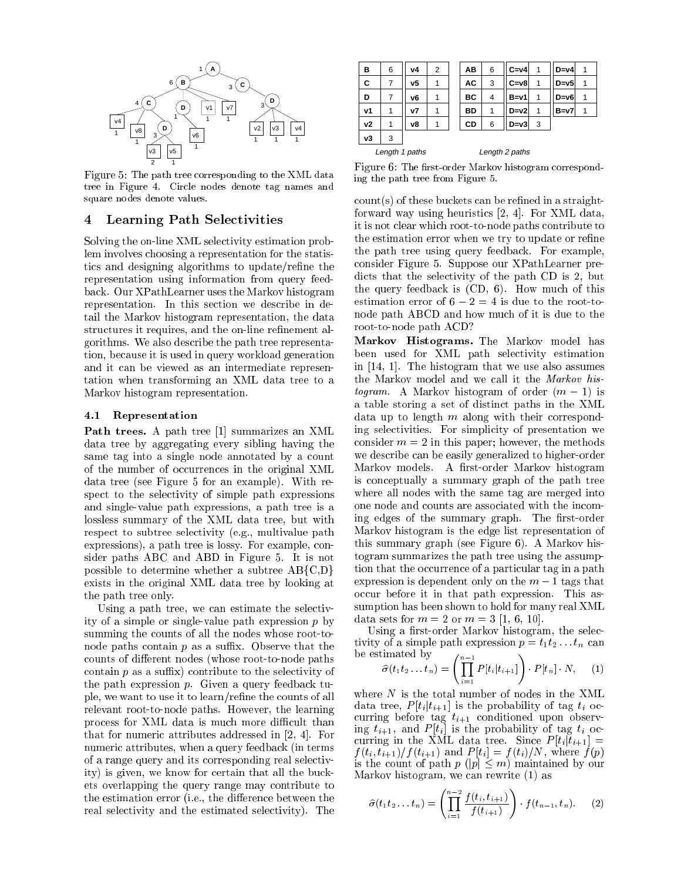Figure 5: The path tree corresponding to the XML data tree in Figure 4. Circle nodes denote tag names and square nodes denote values.

## 4 Learning Path Selectivities

Solving the on-line XML selectivity estimation problem involves choosing a representation for the statistics and designing algorithms to update/refine the representation using information from query feedback. Our XPathLearner uses the Markov histogram representation. In this section we describe in detail the Markov histogram representation, the data structures it requires, and the on-line refinement algorithms. We also describe the path tree representation, because it is used in query workload generation and it can be viewed as an intermediate representation when transforming an XML data tree to a Markov histogram representation.

### 4.1 Representation

**Path trees.** A path tree [1] summarizes an XML data tree by aggregating every sibling having the same tag into a single node annotated by a count of the number of occurrences in the original XML data tree (see Figure 5 for an example). With respect to the selectivity of simple path expressions and single-value path expressions, a path tree is a lossless summary of the XML data tree, but with respect to subtree selectivity (e.g., multivalue path expressions), a path tree is lossy. For example, consider paths ABC and ABD in Figure 5. It is not possible to determine whether a subtree AB{C,D} exists in the original XML data tree by looking at the path tree only.

Using a path tree, we can estimate the selectivity of a simple or single-value path expression $p$ by summing the counts of all the nodes whose root-to-node paths contain $p$ as a suffix. Observe that the counts of different nodes (whose root-to-node paths contain $p$ as a suffix) contribute to the selectivity of the path expression $p$. Given a query feedback tuple, we want to use it to learn/refine the counts of all relevant root-to-node paths. However, the learning process for XML data is much more difficult than that for numeric attributes addressed in [2, 4]. For numeric attributes, when a query feedback (in terms of a range query and its corresponding real selectivity) is given, we know for certain that all the buckets overlapping the query range may contribute to the estimation error (i.e., the difference between the real selectivity and the estimated selectivity). The count(s) of these buckets can be refined in a straightforward way using heuristics [2, 4]. For XML data, it is not clear which root-to-node paths contribute to the estimation error when we try to update or refine the path tree using query feedback. For example, consider Figure 5. Suppose our XPathLearner predicts that the selectivity of the path CD is 2, but the query feedback is (CD, 6). How much of this estimation error of $6 - 2 = 4$ is due to the root-to-node path ABCD and how much of it is due to the root-to-node path ACD?

**Markov Histograms.** The Markov model has been used for XML path selectivity estimation in [14, 1]. The histogram that we use also assumes the Markov model and we call it the *Markov histogram*. A Markov histogram of order $(m-1)$ is a table storing a set of distinct paths in the XML data up to length $m$ along with their corresponding selectivities. For simplicity of presentation we consider $m = 2$ in this paper; however, the methods we describe can be easily generalized to higher-order Markov models. A first-order Markov histogram is conceptually a summary graph of the path tree where all nodes with the same tag are merged into one node and counts are associated with the incoming edges of the summary graph. The first-order Markov histogram is the edge list representation of this summary graph (see Figure 6). A Markov histogram summarizes the path tree using the assumption that the occurrence of a particular tag in a path expression is dependent only on the $m-1$ tags that occur before it in that path expression. This assumption has been shown to hold for many real XML data sets for $m = 2$ or $m = 3$ [1, 6, 10].

Length 1 paths:

| Path | Count | Path | Count |
|---|---|---|---|
| B | 6 | v4 | 2 |
| C | 7 | v5 | 1 |
| D | 7 | v6 | 1 |
| v1 | 1 | v7 | 1 |
| v2 | 1 | v8 | 1 |
| v3 | 3 | | |

Length 2 paths:

| Path | Count | Path | Count | Path | Count |
|---|---|---|---|---|---|
| AB | 6 | C=v4 | 1 | D=v4 | 1 |
| AC | 3 | C=v8 | 1 | D=v5 | 1 |
| BC | 4 | B=v1 | 1 | D=v6 | 1 |
| BD | 1 | D=v2 | 1 | B=v7 | 1 |
| CD | 6 | D=v3 | 3 | | |

Figure 6: The first-order Markov histogram corresponding the path tree from Figure 5.

Using a first-order Markov histogram, the selectivity of a simple path expression $p = t_1 t_2 \ldots t_n$ can be estimated by

$$\hat{\sigma}(t_1 t_2 \ldots t_n) = \left( \prod_{i=1}^{n-1} P[t_i | t_{i+1}] \right) \cdot P[t_n] \cdot N, \quad (1)$$

where $N$ is the total number of nodes in the XML data tree, $P[t_i | t_{i+1}]$ is the probability of tag $t_i$ occurring before tag $t_{i+1}$ conditioned upon observing $t_{i+1}$, and $P[t_i]$ is the probability of tag $t_i$ occurring in the XML data tree. Since $P[t_i | t_{i+1}] = f(t_i, t_{i+1}) / f(t_{i+1})$ and $P[t_i] = f(t_i)/N$, where $f(p)$ is the count of path $p$ ($|p| \leq m$) maintained by our Markov histogram, we can rewrite (1) as

$$\hat{\sigma}(t_1 t_2 \ldots t_n) = \left( \prod_{i=1}^{n-2} \frac{f(t_i, t_{i+1})}{f(t_{i+1})} \right) \cdot f(t_{n-1}, t_n). \quad (2)$$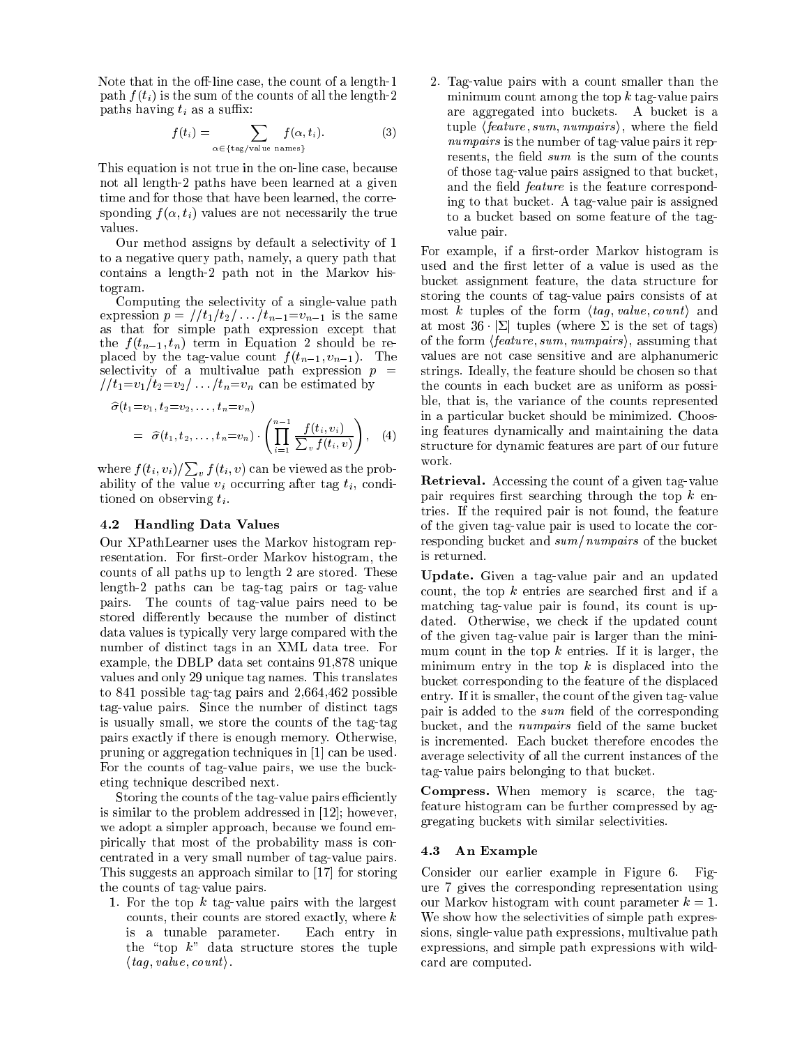Note that in the off-line case, the count of a length-1 path $f(t_i)$ is the sum of the counts of all the length-2 paths having $t_i$ as a suffix:

$$f(t_i) = \sum_{\alpha \in \{\text{tag/value names}\}} f(\alpha, t_i). \quad (3)$$

This equation is not true in the on-line case, because not all length-2 paths have been learned at a given time and for those that have been learned, the corresponding $f(\alpha, t_i)$ values are not necessarily the true values.

Our method assigns by default a selectivity of 1 to a negative query path, namely, a query path that contains a length-2 path not in the Markov histogram.

Computing the selectivity of a single-value path expression $p = //t_1/t_2/\ldots/t_{n-1}{=}v_{n-1}$ is the same as that for simple path expression except that the $f(t_{n-1}, t_n)$ term in Equation 2 should be replaced by the tag-value count $f(t_{n-1}, v_{n-1})$. The selectivity of a multivalue path expression $p = //t_1{=}v_1/t_2{=}v_2/\ldots/t_n{=}v_n$ can be estimated by

$$\begin{aligned} &\widehat{\sigma}(t_1{=}v_1, t_2{=}v_2, \ldots, t_n{=}v_n) \\ &= \widehat{\sigma}(t_1, t_2, \ldots, t_n{=}v_n) \cdot \left( \prod_{i=1}^{n-1} \frac{f(t_i, v_i)}{\sum_v f(t_i, v)} \right), \quad (4) \end{aligned}$$

where $f(t_i, v_i)/\sum_v f(t_i, v)$ can be viewed as the probability of the value $v_i$ occurring after tag $t_i$, conditioned on observing $t_i$.

### 4.2 Handling Data Values

Our XPathLearner uses the Markov histogram representation. For first-order Markov histogram, the counts of all paths up to length 2 are stored. These length-2 paths can be tag-tag pairs or tag-value pairs. The counts of tag-value pairs need to be stored differently because the number of distinct data values is typically very large compared with the number of distinct tags in an XML data tree. For example, the DBLP data set contains 91,878 unique values and only 29 unique tag names. This translates to 841 possible tag-tag pairs and 2,664,462 possible tag-value pairs. Since the number of distinct tags is usually small, we store the counts of the tag-tag pairs exactly if there is enough memory. Otherwise, pruning or aggregation techniques in [1] can be used. For the counts of tag-value pairs, we use the bucketing technique described next.

Storing the counts of the tag-value pairs efficiently is similar to the problem addressed in [12]; however, we adopt a simpler approach, because we found empirically that most of the probability mass is concentrated in a very small number of tag-value pairs. This suggests an approach similar to [17] for storing the counts of tag-value pairs.

1. For the top $k$ tag-value pairs with the largest counts, their counts are stored exactly, where $k$ is a tunable parameter. Each entry in the "top $k$" data structure stores the tuple $\langle tag, value, count \rangle$.
2. Tag-value pairs with a count smaller than the minimum count among the top $k$ tag-value pairs are aggregated into buckets. A bucket is a tuple $\langle feature, sum, numpairs \rangle$, where the field *numpairs* is the number of tag-value pairs it represents, the field *sum* is the sum of the counts of those tag-value pairs assigned to that bucket, and the field *feature* is the feature corresponding to that bucket. A tag-value pair is assigned to a bucket based on some feature of the tag-value pair.

For example, if a first-order Markov histogram is used and the first letter of a value is used as the bucket assignment feature, the data structure for storing the counts of tag-value pairs consists of at most $k$ tuples of the form $\langle tag, value, count \rangle$ and at most $36 \cdot |\Sigma|$ tuples (where $\Sigma$ is the set of tags) of the form $\langle feature, sum, numpairs \rangle$, assuming that values are not case sensitive and are alphanumeric strings. Ideally, the feature should be chosen so that the counts in each bucket are as uniform as possible, that is, the variance of the counts represented in a particular bucket should be minimized. Choosing features dynamically and maintaining the data structure for dynamic features are part of our future work.

**Retrieval.** Accessing the count of a given tag-value pair requires first searching through the top $k$ entries. If the required pair is not found, the feature of the given tag-value pair is used to locate the corresponding bucket and *sum*/*numpairs* of the bucket is returned.

**Update.** Given a tag-value pair and an updated count, the top $k$ entries are searched first and if a matching tag-value pair is found, its count is updated. Otherwise, we check if the updated count of the given tag-value pair is larger than the minimum count in the top $k$ entries. If it is larger, the minimum entry in the top $k$ is displaced into the bucket corresponding to the feature of the displaced entry. If it is smaller, the count of the given tag-value pair is added to the *sum* field of the corresponding bucket, and the *numpairs* field of the same bucket is incremented. Each bucket therefore encodes the average selectivity of all the current instances of the tag-value pairs belonging to that bucket.

**Compress.** When memory is scarce, the tag-feature histogram can be further compressed by aggregating buckets with similar selectivities.

### 4.3 An Example

Consider our earlier example in Figure 6. Figure 7 gives the corresponding representation using our Markov histogram with count parameter $k = 1$. We show how the selectivities of simple path expressions, single-value path expressions, multivalue path expressions, and simple path expressions with wildcard are computed.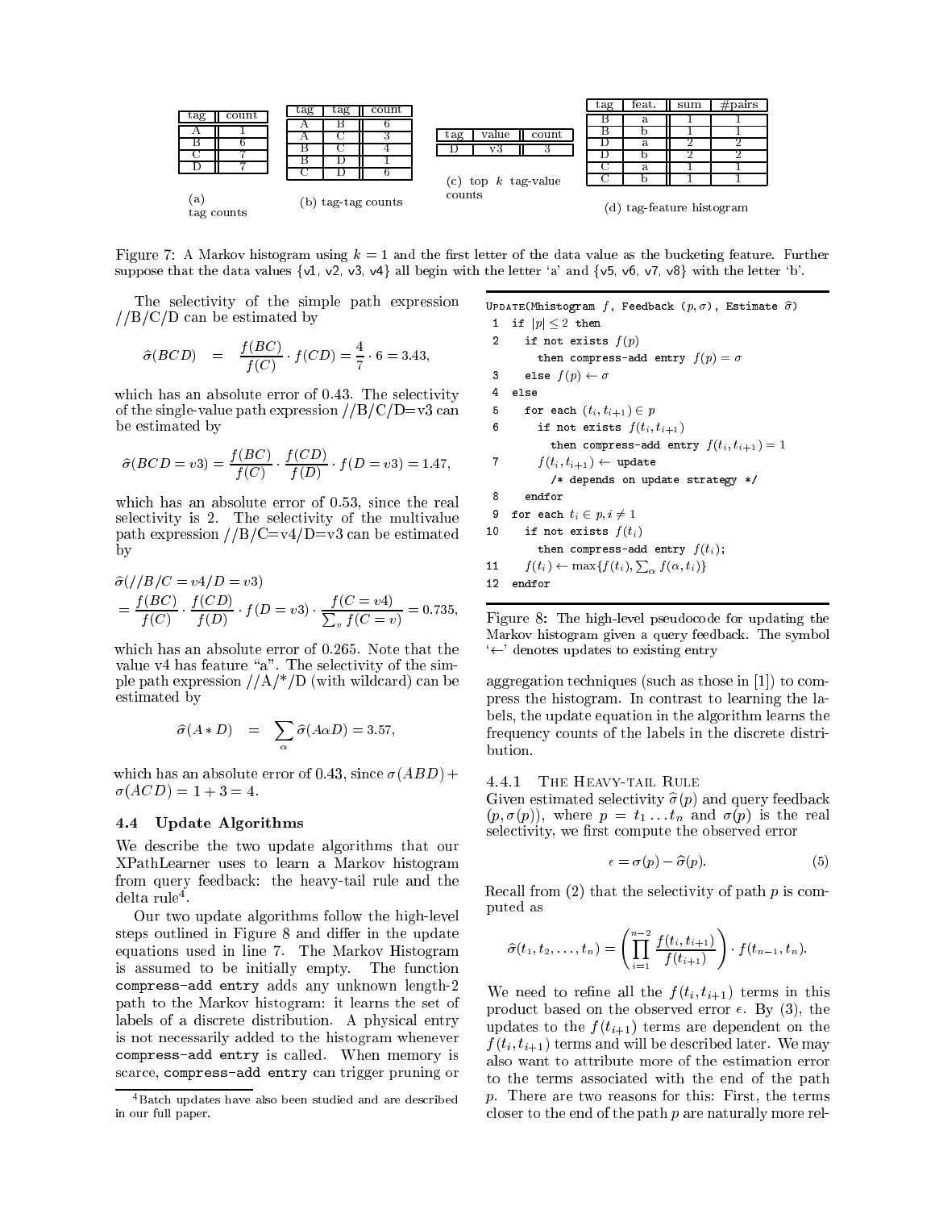**(a) tag counts**

| tag | count |
|---|---|
| A | 1 |
| B | 6 |
| C | 7 |
| D | 7 |

**(b) tag-tag counts**

| tag | tag | count |
|---|---|---|
| A | B | 6 |
| A | C | 3 |
| B | C | 4 |
| B | D | 1 |
| C | D | 6 |

**(c) top $k$ tag-value counts**

| tag | value | count |
|---|---|---|
| D | v3 | 3 |

**(d) tag-feature histogram**

| tag | feat. | sum | #pairs |
|---|---|---|---|
| B | a | 1 | 1 |
| B | b | 1 | 1 |
| D | a | 2 | 2 |
| D | b | 2 | 2 |
| C | a | 1 | 1 |
| C | b | 1 | 1 |

Figure 7: A Markov histogram using $k = 1$ and the first letter of the data value as the bucketing feature. Further suppose that the data values {v1, v2, v3, v4} all begin with the letter 'a' and {v5, v6, v7, v8} with the letter 'b'.

The selectivity of the simple path expression //B/C/D can be estimated by

$$\hat{\sigma}(BCD) = \frac{f(BC)}{f(C)} \cdot f(CD) = \frac{4}{7} \cdot 6 = 3.43,$$

which has an absolute error of 0.43. The selectivity of the single-value path expression //B/C/D=v3 can be estimated by

$$\hat{\sigma}(BCD = v3) = \frac{f(BC)}{f(C)} \cdot \frac{f(CD)}{f(D)} \cdot f(D = v3) = 1.47,$$

which has an absolute error of 0.53, since the real selectivity is 2. The selectivity of the multivalue path expression //B/C=v4/D=v3 can be estimated by

$$\hat{\sigma}(//B/C = v4/D = v3) = \frac{f(BC)}{f(C)} \cdot \frac{f(CD)}{f(D)} \cdot f(D = v3) \cdot \frac{f(C = v4)}{\sum_v f(C = v)} = 0.735,$$

which has an absolute error of 0.265. Note that the value v4 has feature "a". The selectivity of the simple path expression //A/*/D (with wildcard) can be estimated by

$$\hat{\sigma}(A * D) = \sum_{\alpha} \hat{\sigma}(A\alpha D) = 3.57,$$

which has an absolute error of 0.43, since $\sigma(ABD) + \sigma(ACD) = 1 + 3 = 4$.

### 4.4 Update Algorithms

We describe the two update algorithms that our XPathLearner uses to learn a Markov histogram from query feedback: the heavy-tail rule and the delta rule[4].

Our two update algorithms follow the high-level steps outlined in Figure 8 and differ in the update equations used in line 7. The Markov Histogram is assumed to be initially empty. The function `compress-add entry` adds any unknown length-2 path to the Markov histogram: it learns the set of labels of a discrete distribution. A physical entry is not necessarily added to the histogram whenever `compress-add entry` is called. When memory is scarce, `compress-add entry` can trigger pruning or aggregation techniques (such as those in [1]) to compress the histogram. In contrast to learning the labels, the update equation in the algorithm learns the frequency counts of the labels in the discrete distribution.

[4] Batch updates have also been studied and are described in our full paper.

```
UPDATE(Mhistogram f, Feedback (p, σ), Estimate σ̂)
 1  if |p| ≤ 2 then
 2    if not exists f(p)
        then compress-add entry f(p) = σ
 3    else f(p) ← σ
 4  else
 5    for each (t_i, t_{i+1}) ∈ p
 6      if not exists f(t_i, t_{i+1})
          then compress-add entry f(t_i, t_{i+1}) = 1
 7      f(t_i, t_{i+1}) ← update
          /* depends on update strategy */
 8    endfor
 9  for each t_i ∈ p, i ≠ 1
10    if not exists f(t_i)
        then compress-add entry f(t_i);
11    f(t_i) ← max{f(t_i), Σ_α f(α, t_i)}
12  endfor
```

Figure 8: The high-level pseudocode for updating the Markov histogram given a query feedback. The symbol '←' denotes updates to existing entry

#### 4.4.1 The Heavy-tail Rule

Given estimated selectivity $\hat{\sigma}(p)$ and query feedback $(p, \sigma(p))$, where $p = t_1 \dots t_n$ and $\sigma(p)$ is the real selectivity, we first compute the observed error

$$\epsilon = \sigma(p) - \hat{\sigma}(p). \tag{5}$$

Recall from (2) that the selectivity of path $p$ is computed as

$$\hat{\sigma}(t_1, t_2, \dots, t_n) = \left( \prod_{i=1}^{n-2} \frac{f(t_i, t_{i+1})}{f(t_{i+1})} \right) \cdot f(t_{n-1}, t_n).$$

We need to refine all the $f(t_i, t_{i+1})$ terms in this product based on the observed error $\epsilon$. By (3), the updates to the $f(t_{i+1})$ terms are dependent on the $f(t_i, t_{i+1})$ terms and will be described later. We may also want to attribute more of the estimation error to the terms associated with the end of the path $p$. There are two reasons for this: First, the terms closer to the end of the path $p$ are naturally more rel-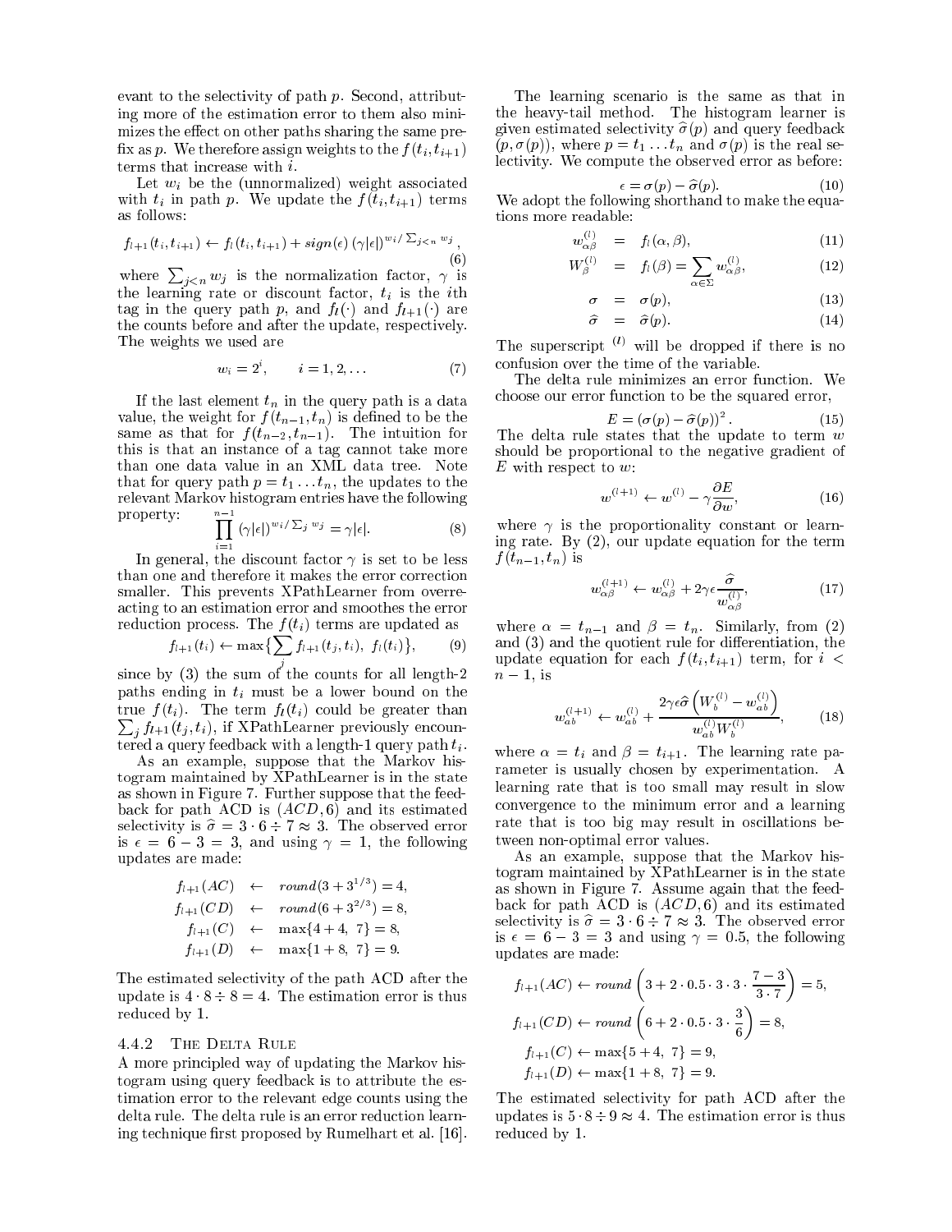evant to the selectivity of path $p$. Second, attributing more of the estimation error to them also minimizes the effect on other paths sharing the same prefix as $p$. We therefore assign weights to the $f(t_i, t_{i+1})$ terms that increase with $i$.

Let $w_i$ be the (unnormalized) weight associated with $t_i$ in path $p$. We update the $f(t_i, t_{i+1})$ terms as follows:

$$f_{l+1}(t_i, t_{i+1}) \leftarrow f_l(t_i, t_{i+1}) + sign(\epsilon)\,(\gamma|\epsilon|)^{w_i / \sum_{j<n} w_j}, \tag{6}$$

where $\sum_{j<n} w_j$ is the normalization factor, $\gamma$ is the learning rate or discount factor, $t_i$ is the $i$th tag in the query path $p$, and $f_l(\cdot)$ and $f_{l+1}(\cdot)$ are the counts before and after the update, respectively. The weights we used are

$$w_i = 2^i, \qquad i = 1, 2, \ldots \tag{7}$$

If the last element $t_n$ in the query path is a data value, the weight for $f(t_{n-1}, t_n)$ is defined to be the same as that for $f(t_{n-2}, t_{n-1})$. The intuition for this is that an instance of a tag cannot take more than one data value in an XML data tree. Note that for query path $p = t_1 \ldots t_n$, the updates to the relevant Markov histogram entries have the following property:

$$\prod_{i=1}^{n-1} (\gamma|\epsilon|)^{w_i / \sum_j w_j} = \gamma|\epsilon|. \tag{8}$$

In general, the discount factor $\gamma$ is set to be less than one and therefore it makes the error correction smaller. This prevents XPathLearner from overreacting to an estimation error and smoothes the error reduction process. The $f(t_i)$ terms are updated as

$$f_{l+1}(t_i) \leftarrow \max\{\sum_j f_{l+1}(t_j, t_i),\ f_l(t_i)\}, \tag{9}$$

since by (3) the sum of the counts for all length-2 paths ending in $t_i$ must be a lower bound on the true $f(t_i)$. The term $f_l(t_i)$ could be greater than $\sum_j f_{l+1}(t_j, t_i)$, if XPathLearner previously encountered a query feedback with a length-1 query path $t_i$.

As an example, suppose that the Markov histogram maintained by XPathLearner is in the state as shown in Figure 7. Further suppose that the feedback for path ACD is $(ACD, 6)$ and its estimated selectivity is $\hat{\sigma} = 3 \cdot 6 \div 7 \approx 3$. The observed error is $\epsilon = 6 - 3 = 3$, and using $\gamma = 1$, the following updates are made:

$$\begin{aligned}
f_{l+1}(AC) &\leftarrow round(3 + 3^{1/3}) = 4, \\
f_{l+1}(CD) &\leftarrow round(6 + 3^{2/3}) = 8, \\
f_{l+1}(C) &\leftarrow \max\{4 + 4,\ 7\} = 8, \\
f_{l+1}(D) &\leftarrow \max\{1 + 8,\ 7\} = 9.
\end{aligned}$$

The estimated selectivity of the path ACD after the update is $4 \cdot 8 \div 8 = 4$. The estimation error is thus reduced by 1.

#### 4.4.2 The Delta Rule

A more principled way of updating the Markov histogram using query feedback is to attribute the estimation error to the relevant edge counts using the delta rule. The delta rule is an error reduction learning technique first proposed by Rumelhart et al. [16].

The learning scenario is the same as that in the heavy-tail method. The histogram learner is given estimated selectivity $\hat{\sigma}(p)$ and query feedback $(p, \sigma(p))$, where $p = t_1 \ldots t_n$ and $\sigma(p)$ is the real selectivity. We compute the observed error as before:

$$\epsilon = \sigma(p) - \hat{\sigma}(p). \tag{10}$$

We adopt the following shorthand to make the equations more readable:

$$\begin{aligned}
w_{\alpha\beta}^{(l)} &= f_l(\alpha, \beta), && (11)\\
W_{\beta}^{(l)} &= f_l(\beta) = \sum_{\alpha \in \Sigma} w_{\alpha\beta}^{(l)}, && (12)\\
\sigma &= \sigma(p), && (13)\\
\hat{\sigma} &= \hat{\sigma}(p). && (14)
\end{aligned}$$

The superscript $^{(l)}$ will be dropped if there is no confusion over the time of the variable.

The delta rule minimizes an error function. We choose our error function to be the squared error,

$$E = (\sigma(p) - \hat{\sigma}(p))^2. \tag{15}$$

The delta rule states that the update to term $w$ should be proportional to the negative gradient of $E$ with respect to $w$:

$$w^{(l+1)} \leftarrow w^{(l)} - \gamma \frac{\partial E}{\partial w}, \tag{16}$$

where $\gamma$ is the proportionality constant or learning rate. By (2), our update equation for the term $f(t_{n-1}, t_n)$ is

$$w_{\alpha\beta}^{(l+1)} \leftarrow w_{\alpha\beta}^{(l)} + 2\gamma\epsilon \frac{\hat{\sigma}}{w_{\alpha\beta}^{(l)}}, \tag{17}$$

where $\alpha = t_{n-1}$ and $\beta = t_n$. Similarly, from (2) and (3) and the quotient rule for differentiation, the update equation for each $f(t_i, t_{i+1})$ term, for $i < n - 1$, is

$$w_{ab}^{(l+1)} \leftarrow w_{ab}^{(l)} + \frac{2\gamma\epsilon\hat{\sigma}\left(W_b^{(l)} - w_{ab}^{(l)}\right)}{w_{ab}^{(l)} W_b^{(l)}}, \tag{18}$$

where $\alpha = t_i$ and $\beta = t_{i+1}$. The learning rate parameter is usually chosen by experimentation. A learning rate that is too small may result in slow convergence to the minimum error and a learning rate that is too big may result in oscillations between non-optimal error values.

As an example, suppose that the Markov histogram maintained by XPathLearner is in the state as shown in Figure 7. Assume again that the feedback for path ACD is $(ACD, 6)$ and its estimated selectivity is $\hat{\sigma} = 3 \cdot 6 \div 7 \approx 3$. The observed error is $\epsilon = 6 - 3 = 3$ and using $\gamma = 0.5$, the following updates are made:

$$\begin{aligned}
f_{l+1}(AC) &\leftarrow round\left(3 + 2 \cdot 0.5 \cdot 3 \cdot 3 \cdot \frac{7-3}{3 \cdot 7}\right) = 5, \\
f_{l+1}(CD) &\leftarrow round\left(6 + 2 \cdot 0.5 \cdot 3 \cdot \frac{3}{6}\right) = 8, \\
f_{l+1}(C) &\leftarrow \max\{5 + 4,\ 7\} = 9, \\
f_{l+1}(D) &\leftarrow \max\{1 + 8,\ 7\} = 9.
\end{aligned}$$

The estimated selectivity for path ACD after the updates is $5 \cdot 8 \div 9 \approx 4$. The estimation error is thus reduced by 1.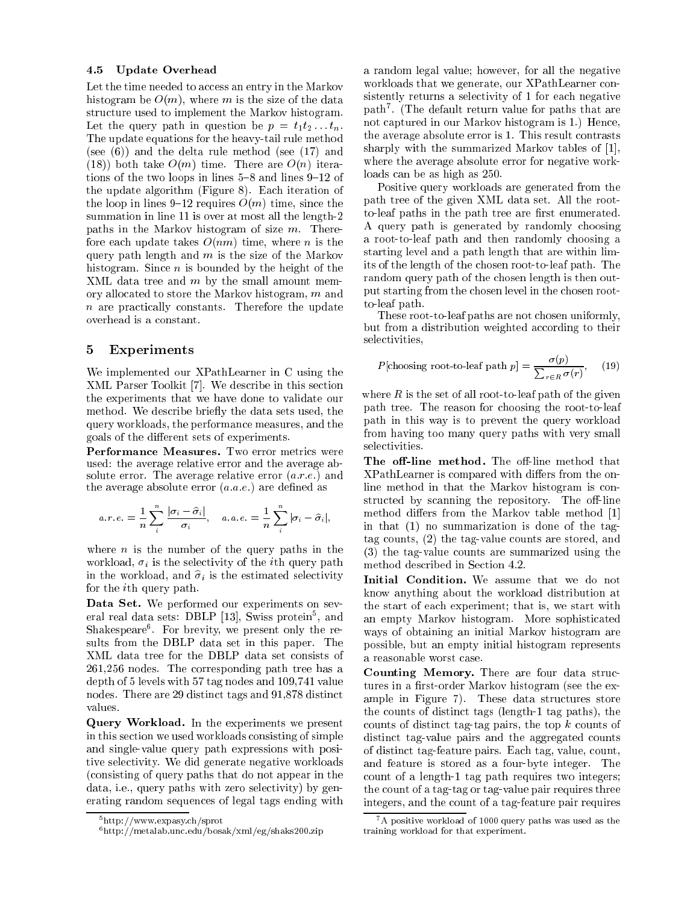### 4.5 Update Overhead

Let the time needed to access an entry in the Markov histogram be $O(m)$, where $m$ is the size of the data structure used to implement the Markov histogram. Let the query path in question be $p = t_1 t_2 \ldots t_n$. The update equations for the heavy-tail rule method (see (6)) and the delta rule method (see (17) and (18)) both take $O(m)$ time. There are $O(n)$ iterations of the two loops in lines 5–8 and lines 9–12 of the update algorithm (Figure 8). Each iteration of the loop in lines 9–12 requires $O(m)$ time, since the summation in line 11 is over at most all the length-2 paths in the Markov histogram of size $m$. Therefore each update takes $O(nm)$ time, where $n$ is the query path length and $m$ is the size of the Markov histogram. Since $n$ is bounded by the height of the XML data tree and $m$ by the small amount memory allocated to store the Markov histogram, $m$ and $n$ are practically constants. Therefore the update overhead is a constant.

## 5 Experiments

We implemented our XPathLearner in C using the XML Parser Toolkit [7]. We describe in this section the experiments that we have done to validate our method. We describe briefly the data sets used, the query workloads, the performance measures, and the goals of the different sets of experiments.

**Performance Measures.** Two error metrics were used: the average relative error and the average absolute error. The average relative error (*a.r.e.*) and the average absolute error (*a.a.e.*) are defined as

$$a.r.e. = \frac{1}{n}\sum_{i}^{n} \frac{|\sigma_i - \widehat{\sigma}_i|}{\sigma_i}, \quad a.a.e. = \frac{1}{n}\sum_{i}^{n} |\sigma_i - \widehat{\sigma}_i|,$$

where $n$ is the number of the query paths in the workload, $\sigma_i$ is the selectivity of the $i$th query path in the workload, and $\widehat{\sigma}_i$ is the estimated selectivity for the $i$th query path.

**Data Set.** We performed our experiments on several real data sets: DBLP [13], Swiss protein[5], and Shakespeare[6]. For brevity, we present only the results from the DBLP data set in this paper. The XML data tree for the DBLP data set consists of 261,256 nodes. The corresponding path tree has a depth of 5 levels with 57 tag nodes and 109,741 value nodes. There are 29 distinct tags and 91,878 distinct values.

**Query Workload.** In the experiments we present in this section we used workloads consisting of simple and single-value query path expressions with positive selectivity. We did generate negative workloads (consisting of query paths that do not appear in the data, i.e., query paths with zero selectivity) by generating random sequences of legal tags ending with a random legal value; however, for all the negative workloads that we generate, our XPathLearner consistently returns a selectivity of 1 for each negative path[7]. (The default return value for paths that are not captured in our Markov histogram is 1.) Hence, the average absolute error is 1. This result contrasts sharply with the summarized Markov tables of [1], where the average absolute error for negative workloads can be as high as 250.

Positive query workloads are generated from the path tree of the given XML data set. All the root-to-leaf paths in the path tree are first enumerated. A query path is generated by randomly choosing a root-to-leaf path and then randomly choosing a starting level and a path length that are within limits of the length of the chosen root-to-leaf path. The random query path of the chosen length is then output starting from the chosen level in the chosen root-to-leaf path.

These root-to-leaf paths are not chosen uniformly, but from a distribution weighted according to their selectivities,

$$P[\text{choosing root-to-leaf path } p] = \frac{\sigma(p)}{\sum_{r \in R} \sigma(r)}, \quad (19)$$

where $R$ is the set of all root-to-leaf path of the given path tree. The reason for choosing the root-to-leaf path in this way is to prevent the query workload from having too many query paths with very small selectivities.

**The off-line method.** The off-line method that XPathLearner is compared with differs from the on-line method in that the Markov histogram is constructed by scanning the repository. The off-line method differs from the Markov table method [1] in that (1) no summarization is done of the tag-tag counts, (2) the tag-value counts are stored, and (3) the tag-value counts are summarized using the method described in Section 4.2.

**Initial Condition.** We assume that we do not know anything about the workload distribution at the start of each experiment; that is, we start with an empty Markov histogram. More sophisticated ways of obtaining an initial Markov histogram are possible, but an empty initial histogram represents a reasonable worst case.

**Counting Memory.** There are four data structures in a first-order Markov histogram (see the example in Figure 7). These data structures store the counts of distinct tags (length-1 tag paths), the counts of distinct tag-tag pairs, the top $k$ counts of distinct tag-value pairs and the aggregated counts of distinct tag-feature pairs. Each tag, value, count, and feature is stored as a four-byte integer. The count of a length-1 tag path requires two integers; the count of a tag-tag or tag-value pair requires three integers, and the count of a tag-feature pair requires

---

[5] http://www.expasy.ch/sprot

[6] http://metalab.unc.edu/bosak/xml/eg/shaks200.zip

[7] A positive workload of 1000 query paths was used as the training workload for that experiment.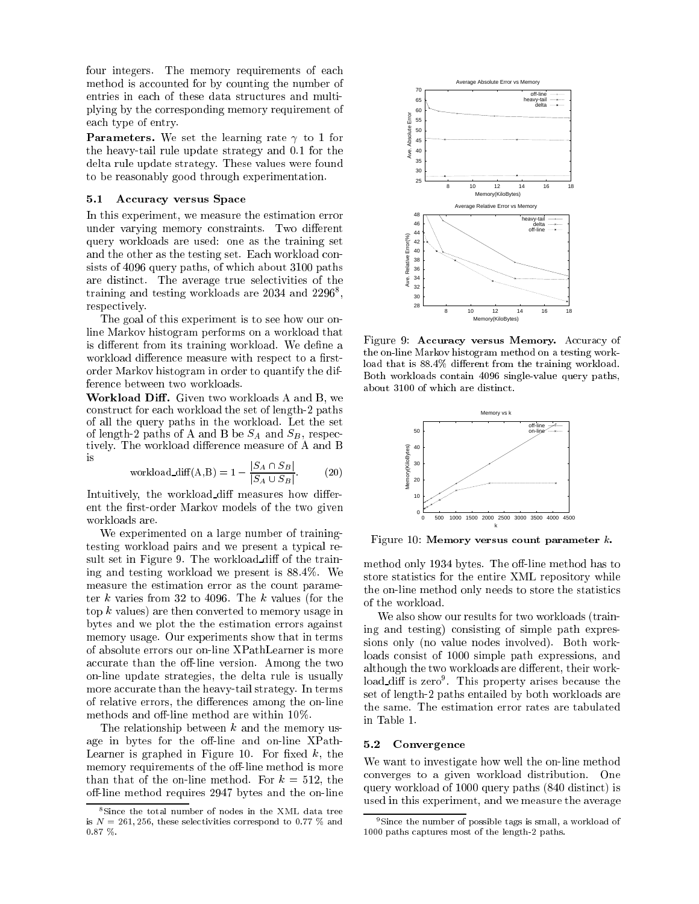four integers. The memory requirements of each method is accounted for by counting the number of entries in each of these data structures and multiplying by the corresponding memory requirement of each type of entry.

**Parameters.** We set the learning rate $\gamma$ to 1 for the heavy-tail rule update strategy and 0.1 for the delta rule update strategy. These values were found to be reasonably good through experimentation.

### 5.1 Accuracy versus Space

In this experiment, we measure the estimation error under varying memory constraints. Two different query workloads are used: one as the training set and the other as the testing set. Each workload consists of 4096 query paths, of which about 3100 paths are distinct. The average true selectivities of the training and testing workloads are 2034 and 2296[8], respectively.

The goal of this experiment is to see how our on-line Markov histogram performs on a workload that is different from its training workload. We define a workload difference measure with respect to a first-order Markov histogram in order to quantify the difference between two workloads.

**Workload Diff.** Given two workloads A and B, we construct for each workload the set of length-2 paths of all the query paths in the workload. Let the set of length-2 paths of A and B be $S_A$ and $S_B$, respectively. The workload difference measure of A and B is

$$\text{workload\_diff(A,B)} = 1 - \frac{|S_A \cap S_B|}{|S_A \cup S_B|}. \quad (20)$$

Intuitively, the workload_diff measures how different the first-order Markov models of the two given workloads are.

We experimented on a large number of training-testing workload pairs and we present a typical result set in Figure 9. The workload_diff of the training and testing workload we present is 88.4%. We measure the estimation error as the count parameter $k$ varies from 32 to 4096. The $k$ values (for the top $k$ values) are then converted to memory usage in bytes and we plot the the estimation errors against memory usage. Our experiments show that in terms of absolute errors our on-line XPathLearner is more accurate than the off-line version. Among the two on-line update strategies, the delta rule is usually more accurate than the heavy-tail strategy. In terms of relative errors, the differences among the on-line methods and off-line method are within 10%.

The relationship between $k$ and the memory usage in bytes for the off-line and on-line XPathLearner is graphed in Figure 10. For fixed $k$, the memory requirements of the off-line method is more than that of the on-line method. For $k = 512$, the off-line method requires 2947 bytes and the on-line method only 1934 bytes. The off-line method has to store statistics for the entire XML repository while the on-line method only needs to store the statistics of the workload.

Figure 9: **Accuracy versus Memory.** Accuracy of the on-line Markov histogram method on a testing workload that is 88.4% different from the training workload. Both workloads contain 4096 single-value query paths, about 3100 of which are distinct.

Figure 10: **Memory versus count parameter $k$.**

We also show our results for two workloads (training and testing) consisting of simple path expressions only (no value nodes involved). Both workloads consist of 1000 simple path expressions, and although the two workloads are different, their workload_diff is zero[9]. This property arises because the set of length-2 paths entailed by both workloads are the same. The estimation error rates are tabulated in Table 1.

### 5.2 Convergence

We want to investigate how well the on-line method converges to a given workload distribution. One query workload of 1000 query paths (840 distinct) is used in this experiment, and we measure the average

[8] Since the total number of nodes in the XML data tree is $N = 261,256$, these selectivities correspond to 0.77 % and 0.87 %.

[9] Since the number of possible tags is small, a workload of 1000 paths captures most of the length-2 paths.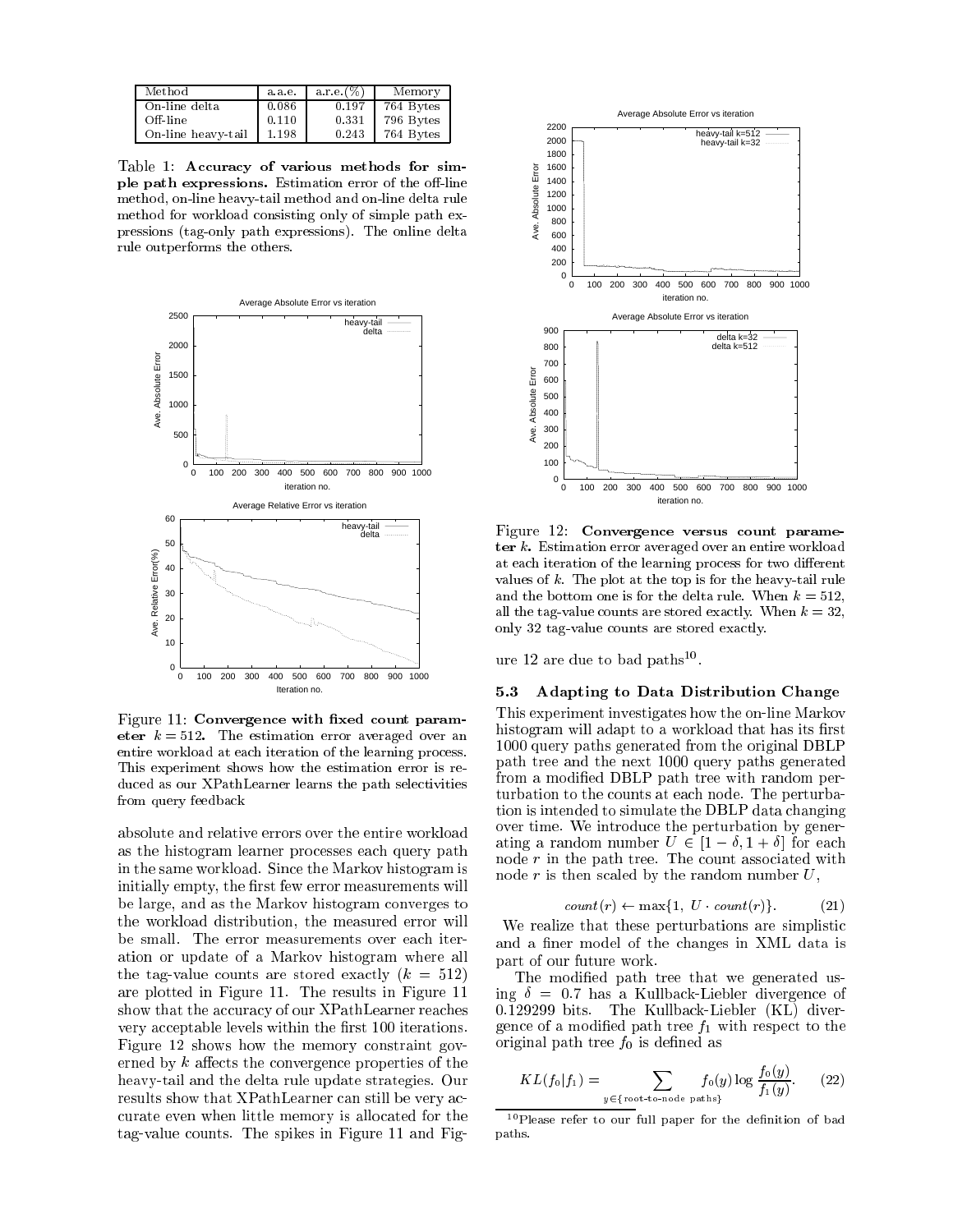| Method | a.a.e. | a.r.e.(%) | Memory |
|---|---|---|---|
| On-line delta | 0.086 | 0.197 | 764 Bytes |
| Off-line | 0.110 | 0.331 | 796 Bytes |
| On-line heavy-tail | 1.198 | 0.243 | 764 Bytes |

Table 1: **Accuracy of various methods for simple path expressions.** Estimation error of the off-line method, on-line heavy-tail method and on-line delta rule method for workload consisting only of simple path expressions (tag-only path expressions). The online delta rule outperforms the others.

Figure 11: **Convergence with fixed count parameter $k = 512$.** The estimation error averaged over an entire workload at each iteration of the learning process. This experiment shows how the estimation error is reduced as our XPathLearner learns the path selectivities from query feedback

absolute and relative errors over the entire workload as the histogram learner processes each query path in the same workload. Since the Markov histogram is initially empty, the first few error measurements will be large, and as the Markov histogram converges to the workload distribution, the measured error will be small. The error measurements over each iteration or update of a Markov histogram where all the tag-value counts are stored exactly ($k = 512$) are plotted in Figure 11. The results in Figure 11 show that the accuracy of our XPathLearner reaches very acceptable levels within the first 100 iterations. Figure 12 shows how the memory constraint governed by $k$ affects the convergence properties of the heavy-tail and the delta rule update strategies. Our results show that XPathLearner can still be very accurate even when little memory is allocated for the tag-value counts. The spikes in Figure 11 and Figure 12 are due to bad paths[10].

Figure 12: **Convergence versus count parameter $k$.** Estimation error averaged over an entire workload at each iteration of the learning process for two different values of $k$. The plot at the top is for the heavy-tail rule and the bottom one is for the delta rule. When $k = 512$, all the tag-value counts are stored exactly. When $k = 32$, only 32 tag-value counts are stored exactly.

### 5.3 Adapting to Data Distribution Change

This experiment investigates how the on-line Markov histogram will adapt to a workload that has its first 1000 query paths generated from the original DBLP path tree and the next 1000 query paths generated from a modified DBLP path tree with random perturbation to the counts at each node. The perturbation is intended to simulate the DBLP data changing over time. We introduce the perturbation by generating a random number $U \in [1 - \delta, 1 + \delta]$ for each node $r$ in the path tree. The count associated with node $r$ is then scaled by the random number $U$,

$$count(r) \leftarrow \max\{1, \; U \cdot count(r)\}. \tag{21}$$

We realize that these perturbations are simplistic and a finer model of the changes in XML data is part of our future work.

The modified path tree that we generated using $\delta = 0.7$ has a Kullback-Liebler divergence of 0.129299 bits. The Kullback-Liebler (KL) divergence of a modified path tree $f_1$ with respect to the original path tree $f_0$ is defined as

$$KL(f_0|f_1) = \sum_{y \in \{\text{root-to-node paths}\}} f_0(y) \log \frac{f_0(y)}{f_1(y)}. \tag{22}$$

[10] Please refer to our full paper for the definition of bad paths.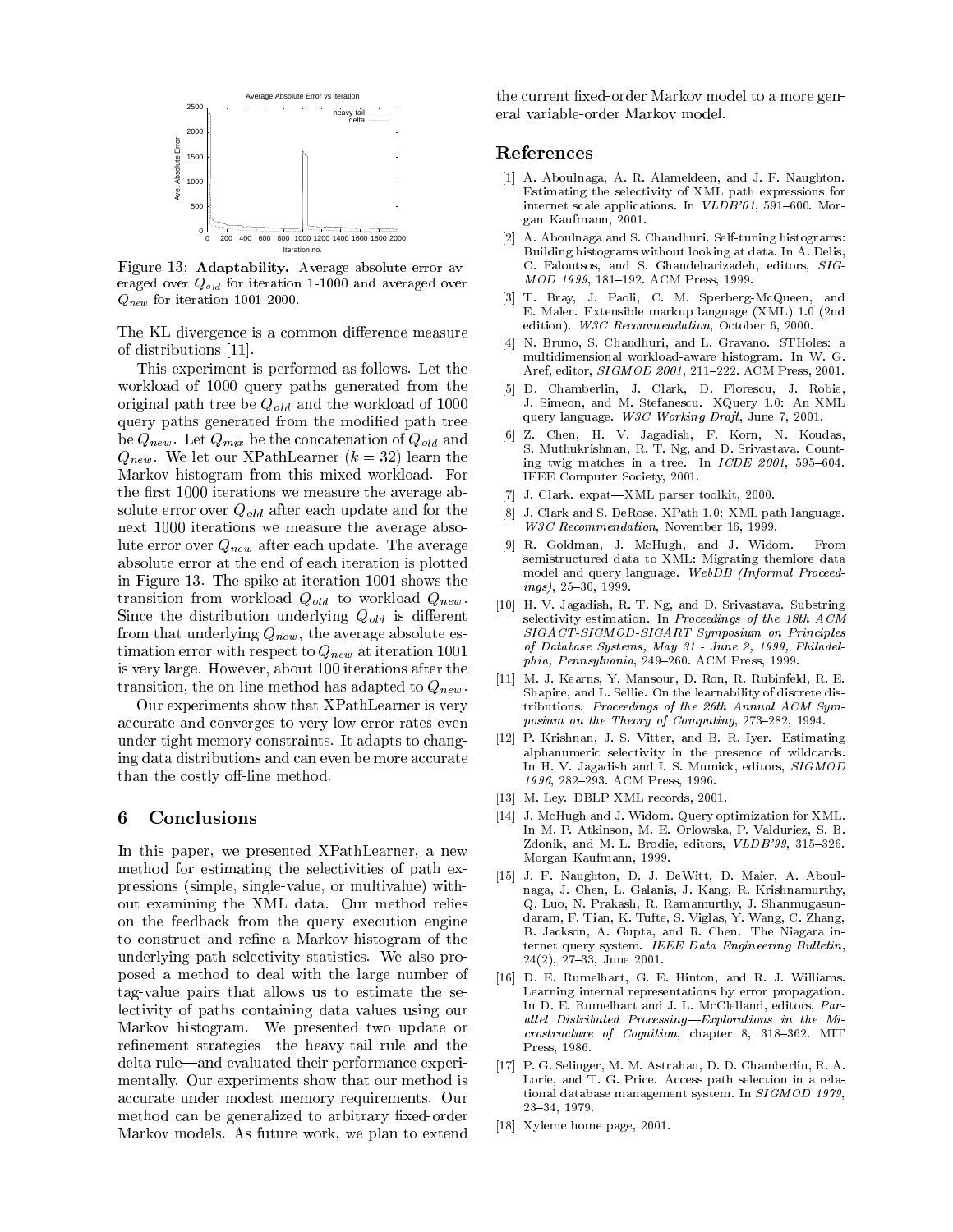Average Absolute Error vs iteration

2500
2000
1500
1000
500
0

Ave. Absolute Error

0 200 400 600 800 1000 1200 1400 1600 1800 2000

Iteration no.

heavy-tail
delta

Figure 13: **Adaptability.** Average absolute error averaged over $Q_{old}$ for iteration 1-1000 and averaged over $Q_{new}$ for iteration 1001-2000.

The KL divergence is a common difference measure of distributions [11].

This experiment is performed as follows. Let the workload of 1000 query paths generated from the original path tree be $Q_{old}$ and the workload of 1000 query paths generated from the modified path tree be $Q_{new}$. Let $Q_{mix}$ be the concatenation of $Q_{old}$ and $Q_{new}$. We let our XPathLearner ($k = 32$) learn the Markov histogram from this mixed workload. For the first 1000 iterations we measure the average absolute error over $Q_{old}$ after each update and for the next 1000 iterations we measure the average absolute error over $Q_{new}$ after each update. The average absolute error at the end of each iteration is plotted in Figure 13. The spike at iteration 1001 shows the transition from workload $Q_{old}$ to workload $Q_{new}$. Since the distribution underlying $Q_{old}$ is different from that underlying $Q_{new}$, the average absolute estimation error with respect to $Q_{new}$ at iteration 1001 is very large. However, about 100 iterations after the transition, the on-line method has adapted to $Q_{new}$.

Our experiments show that XPathLearner is very accurate and converges to very low error rates even under tight memory constraints. It adapts to changing data distributions and can even be more accurate than the costly off-line method.

## 6 Conclusions

In this paper, we presented XPathLearner, a new method for estimating the selectivities of path expressions (simple, single-value, or multivalue) without examining the XML data. Our method relies on the feedback from the query execution engine to construct and refine a Markov histogram of the underlying path selectivity statistics. We also proposed a method to deal with the large number of tag-value pairs that allows us to estimate the selectivity of paths containing data values using our Markov histogram. We presented two update or refinement strategies—the heavy-tail rule and the delta rule—and evaluated their performance experimentally. Our experiments show that our method is accurate under modest memory requirements. Our method can be generalized to arbitrary fixed-order Markov models. As future work, we plan to extend the current fixed-order Markov model to a more general variable-order Markov model.

## References

[1] A. Aboulnaga, A. R. Alameldeen, and J. F. Naughton. Estimating the selectivity of XML path expressions for internet scale applications. In *VLDB'01*, 591–600. Morgan Kaufmann, 2001.

[2] A. Aboulnaga and S. Chaudhuri. Self-tuning histograms: Building histograms without looking at data. In A. Delis, C. Faloutsos, and S. Ghandeharizadeh, editors, *SIGMOD 1999*, 181–192. ACM Press, 1999.

[3] T. Bray, J. Paoli, C. M. Sperberg-McQueen, and E. Maler. Extensible markup language (XML) 1.0 (2nd edition). *W3C Recommendation*, October 6, 2000.

[4] N. Bruno, S. Chaudhuri, and L. Gravano. STHoles: a multidimensional workload-aware histogram. In W. G. Aref, editor, *SIGMOD 2001*, 211–222. ACM Press, 2001.

[5] D. Chamberlin, J. Clark, D. Florescu, J. Robie, J. Simeon, and M. Stefanescu. XQuery 1.0: An XML query language. *W3C Working Draft*, June 7, 2001.

[6] Z. Chen, H. V. Jagadish, F. Korn, N. Koudas, S. Muthukrishnan, R. T. Ng, and D. Srivastava. Counting twig matches in a tree. In *ICDE 2001*, 595–604. IEEE Computer Society, 2001.

[7] J. Clark. expat—XML parser toolkit, 2000.

[8] J. Clark and S. DeRose. XPath 1.0: XML path language. *W3C Recommendation*, November 16, 1999.

[9] R. Goldman, J. McHugh, and J. Widom. From semistructured data to XML: Migrating themlore data model and query language. *WebDB (Informal Proceedings)*, 25–30, 1999.

[10] H. V. Jagadish, R. T. Ng, and D. Srivastava. Substring selectivity estimation. In *Proceedings of the 18th ACM SIGACT-SIGMOD-SIGART Symposium on Principles of Database Systems, May 31 - June 2, 1999, Philadelphia, Pennsylvania*, 249–260. ACM Press, 1999.

[11] M. J. Kearns, Y. Mansour, D. Ron, R. Rubinfeld, R. E. Shapire, and L. Sellie. On the learnability of discrete distributions. *Proceedings of the 26th Annual ACM Symposium on the Theory of Computing*, 273–282, 1994.

[12] P. Krishnan, J. S. Vitter, and B. R. Iyer. Estimating alphanumeric selectivity in the presence of wildcards. In H. V. Jagadish and I. S. Mumick, editors, *SIGMOD 1996*, 282–293. ACM Press, 1996.

[13] M. Ley. DBLP XML records, 2001.

[14] J. McHugh and J. Widom. Query optimization for XML. In M. P. Atkinson, M. E. Orlowska, P. Valduriez, S. B. Zdonik, and M. L. Brodie, editors, *VLDB'99*, 315–326. Morgan Kaufmann, 1999.

[15] J. F. Naughton, D. J. DeWitt, D. Maier, A. Aboulnaga, J. Chen, L. Galanis, J. Kang, R. Krishnamurthy, Q. Luo, N. Prakash, R. Ramamurthy, J. Shanmugasundaram, F. Tian, K. Tufte, S. Viglas, Y. Wang, C. Zhang, B. Jackson, A. Gupta, and R. Chen. The Niagara internet query system. *IEEE Data Engineering Bulletin*, 24(2), 27–33, June 2001.

[16] D. E. Rumelhart, G. E. Hinton, and R. J. Williams. Learning internal representations by error propagation. In D. E. Rumelhart and J. L. McClelland, editors, *Parallel Distributed Processing—Explorations in the Microstructure of Cognition*, chapter 8, 318–362. MIT Press, 1986.

[17] P. G. Selinger, M. M. Astrahan, D. D. Chamberlin, R. A. Lorie, and T. G. Price. Access path selection in a relational database management system. In *SIGMOD 1979*, 23–34, 1979.

[18] Xyleme home page, 2001.